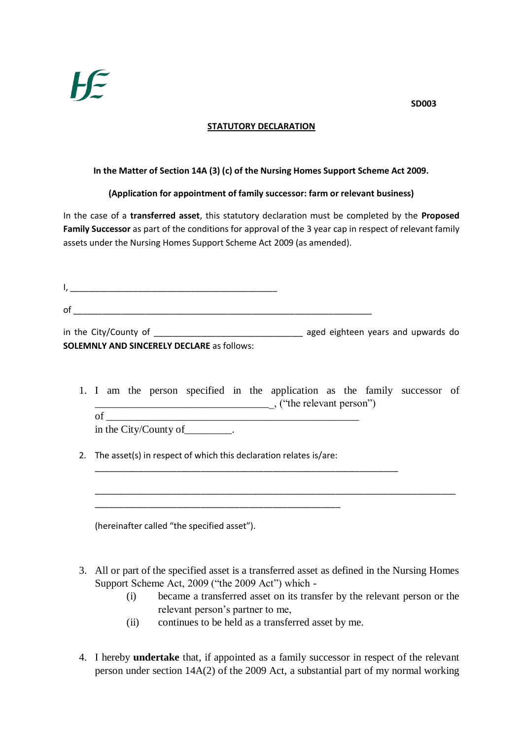SD003

## STATUTORY DECLARATION

**In the Matter of Section 14A (3) (c) of the Nursing Homes Support Scheme Act 2009.**

**(Application for appointment of family successor: farm or relevant business)**

In the case of a **transferred asset**, this statutory declaration must be completed by the **Proposed Family Successor** as part of the conditions for approval of the 3 year cap in respect of relevant family assets under the Nursing Homes Support Scheme Act 2009 (as amended).

I, ___________________________________________

of _______________________________________________________________

in the City/County of ______________________________ aged eighteen years and upwards do **SOLEMNLY AND SINCERELY DECLARE** as follows:

1. I am the person specified in the application as the family successor of _________________________________, ("the relevant person") of ________________________________________________ in the City/County of_________.

2. The asset(s) in respect of which this declaration relates is/are:
   ____________________________________________________________
   _______________________________________________________________________
   __________________________________________________

   (hereinafter called "the specified asset").

3. All or part of the specified asset is a transferred asset as defined in the Nursing Homes Support Scheme Act, 2009 ("the 2009 Act") which -
   (i) became a transferred asset on its transfer by the relevant person or the relevant person's partner to me,
   (ii) continues to be held as a transferred asset by me.

4. I hereby **undertake** that, if appointed as a family successor in respect of the relevant person under section 14A(2) of the 2009 Act, a substantial part of my normal working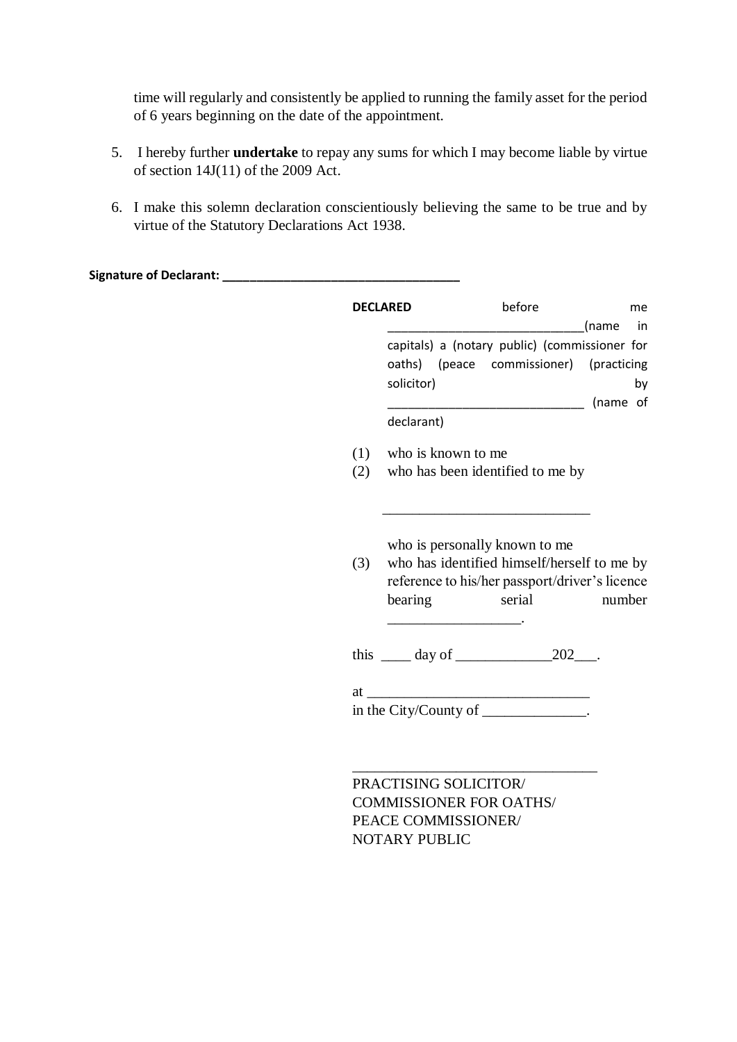time will regularly and consistently be applied to running the family asset for the period of 6 years beginning on the date of the appointment.

5. I hereby further **undertake** to repay any sums for which I may become liable by virtue of section 14J(11) of the 2009 Act.

6. I make this solemn declaration conscientiously believing the same to be true and by virtue of the Statutory Declarations Act 1938.

**Signature of Declarant: ____________________________________**

**DECLARED** before me ____________________________(name in capitals) a (notary public) (commissioner for oaths) (peace commissioner) (practicing solicitor) by ____________________________ (name of declarant)

(1) who is known to me
(2) who has been identified to me by

____________________________

who is personally known to me

(3) who has identified himself/herself to me by reference to his/her passport/driver's licence bearing serial number __________________.

this ____ day of _____________202___.

at _____________________________
in the City/County of ______________.

_________________________________
PRACTISING SOLICITOR/
COMMISSIONER FOR OATHS/
PEACE COMMISSIONER/
NOTARY PUBLIC